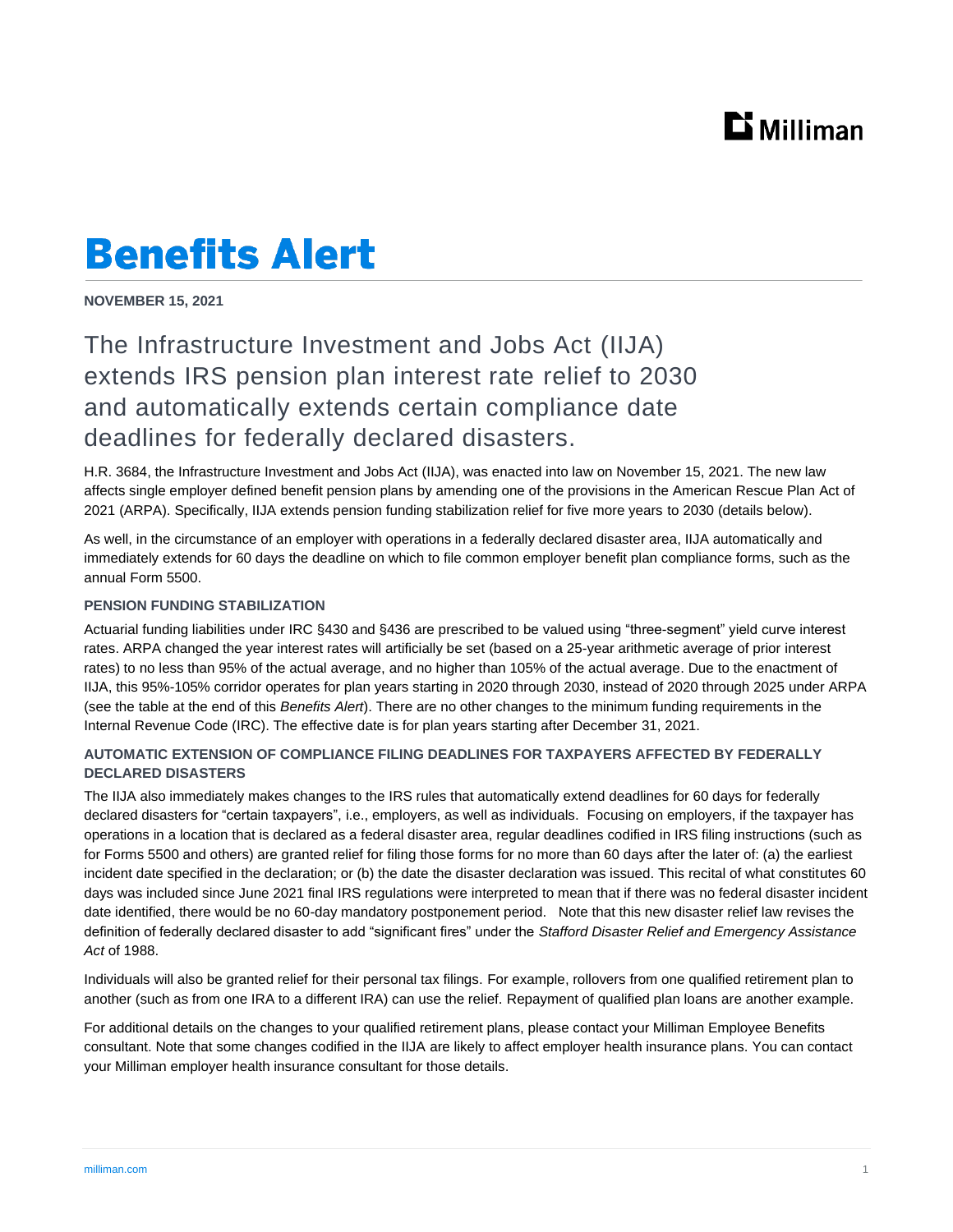# Benefits Alert

**NOVEMBER 15, 2021**

## The Infrastructure Investment and Jobs Act (IIJA) extends IRS pension plan interest rate relief to 2030 and automatically extends certain compliance date deadlines for federally declared disasters.

H.R. 3684, the Infrastructure Investment and Jobs Act (IIJA), was enacted into law on November 15, 2021. The new law affects single employer defined benefit pension plans by amending one of the provisions in the American Rescue Plan Act of 2021 (ARPA). Specifically, IIJA extends pension funding stabilization relief for five more years to 2030 (details below).

As well, in the circumstance of an employer with operations in a federally declared disaster area, IIJA automatically and immediately extends for 60 days the deadline on which to file common employer benefit plan compliance forms, such as the annual Form 5500.

### PENSION FUNDING STABILIZATION

Actuarial funding liabilities under IRC §430 and §436 are prescribed to be valued using "three-segment" yield curve interest rates. ARPA changed the year interest rates will artificially be set (based on a 25-year arithmetic average of prior interest rates) to no less than 95% of the actual average, and no higher than 105% of the actual average. Due to the enactment of IIJA, this 95%-105% corridor operates for plan years starting in 2020 through 2030, instead of 2020 through 2025 under ARPA (see the table at the end of this *Benefits Alert*). There are no other changes to the minimum funding requirements in the Internal Revenue Code (IRC). The effective date is for plan years starting after December 31, 2021.

### AUTOMATIC EXTENSION OF COMPLIANCE FILING DEADLINES FOR TAXPAYERS AFFECTED BY FEDERALLY DECLARED DISASTERS

The IIJA also immediately makes changes to the IRS rules that automatically extend deadlines for 60 days for federally declared disasters for "certain taxpayers", i.e., employers, as well as individuals. Focusing on employers, if the taxpayer has operations in a location that is declared as a federal disaster area, regular deadlines codified in IRS filing instructions (such as for Forms 5500 and others) are granted relief for filing those forms for no more than 60 days after the later of: (a) the earliest incident date specified in the declaration; or (b) the date the disaster declaration was issued. This recital of what constitutes 60 days was included since June 2021 final IRS regulations were interpreted to mean that if there was no federal disaster incident date identified, there would be no 60-day mandatory postponement period. Note that this new disaster relief law revises the definition of federally declared disaster to add "significant fires" under the *Stafford Disaster Relief and Emergency Assistance Act* of 1988.

Individuals will also be granted relief for their personal tax filings. For example, rollovers from one qualified retirement plan to another (such as from one IRA to a different IRA) can use the relief. Repayment of qualified plan loans are another example.

For additional details on the changes to your qualified retirement plans, please contact your Milliman Employee Benefits consultant. Note that some changes codified in the IIJA are likely to affect employer health insurance plans. You can contact your Milliman employer health insurance consultant for those details.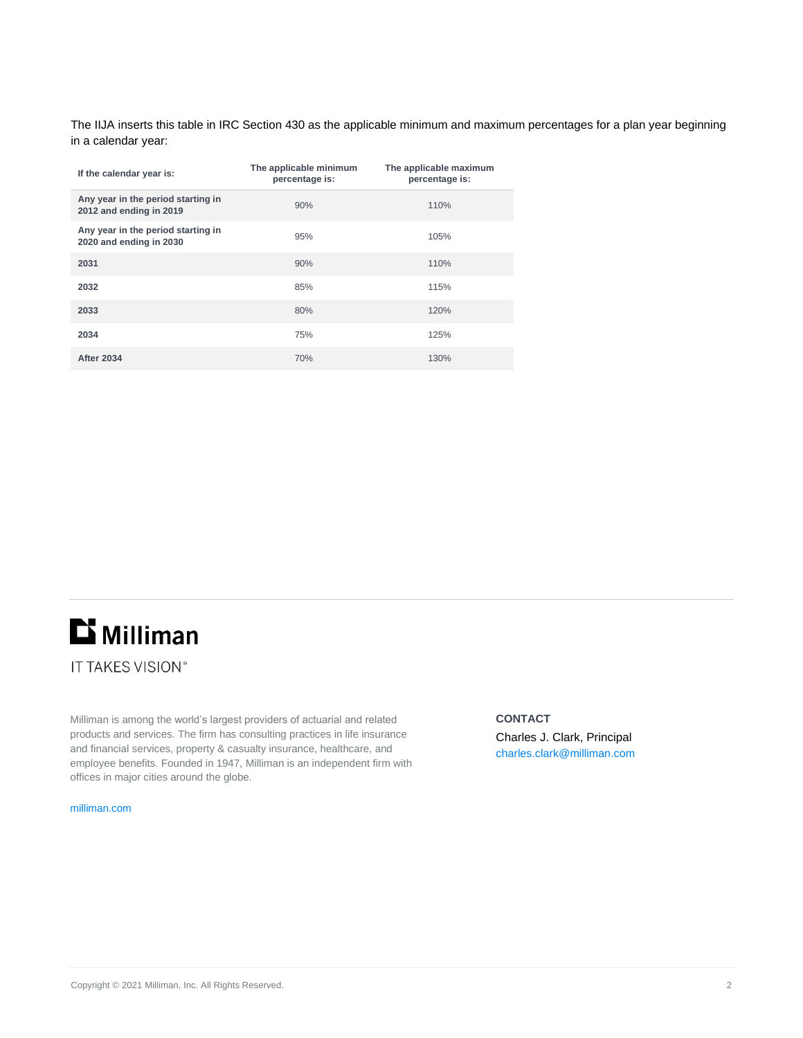The IIJA inserts this table in IRC Section 430 as the applicable minimum and maximum percentages for a plan year beginning in a calendar year:

| If the calendar year is: | The applicable minimum percentage is: | The applicable maximum percentage is: |
|---|---|---|
| **Any year in the period starting in 2012 and ending in 2019** | 90% | 110% |
| **Any year in the period starting in 2020 and ending in 2030** | 95% | 105% |
| **2031** | 90% | 110% |
| **2032** | 85% | 115% |
| **2033** | 80% | 120% |
| **2034** | 75% | 125% |
| **After 2034** | 70% | 130% |

**Milliman**

IT TAKES VISION®

Milliman is among the world's largest providers of actuarial and related products and services. The firm has consulting practices in life insurance and financial services, property & casualty insurance, healthcare, and employee benefits. Founded in 1947, Milliman is an independent firm with offices in major cities around the globe.

milliman.com

**CONTACT**

Charles J. Clark, Principal
charles.clark@milliman.com

Copyright © 2021 Milliman, Inc. All Rights Reserved.